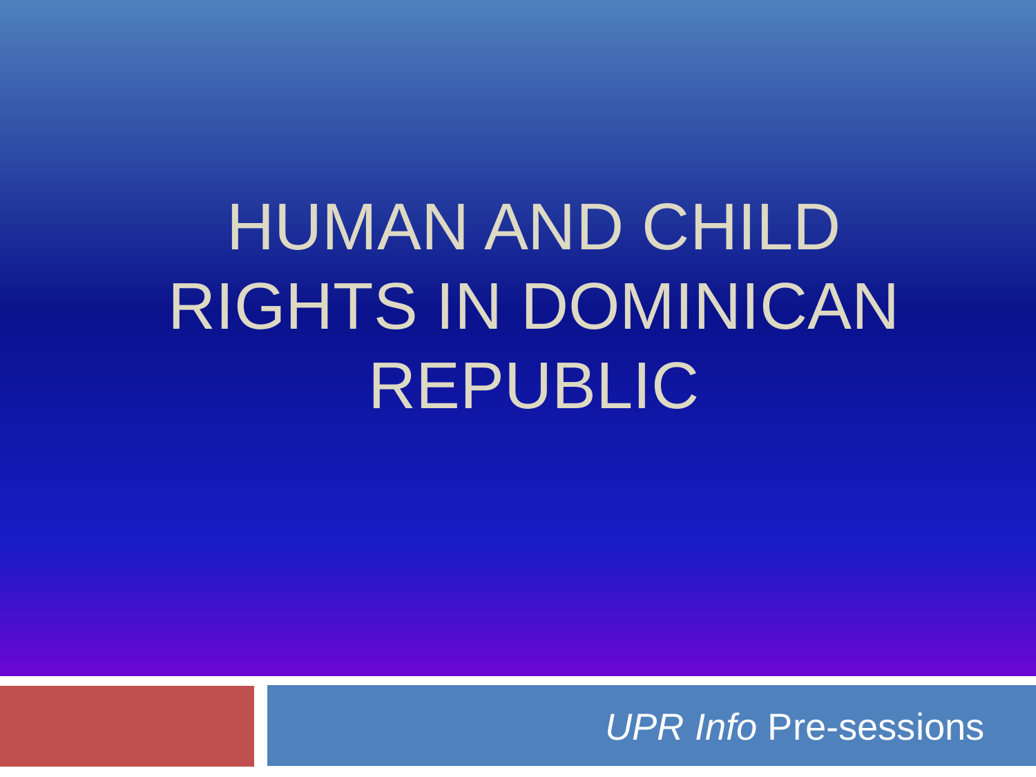# HUMAN AND CHILD RIGHTS IN DOMINICAN REPUBLIC

*UPR Info* Pre-sessions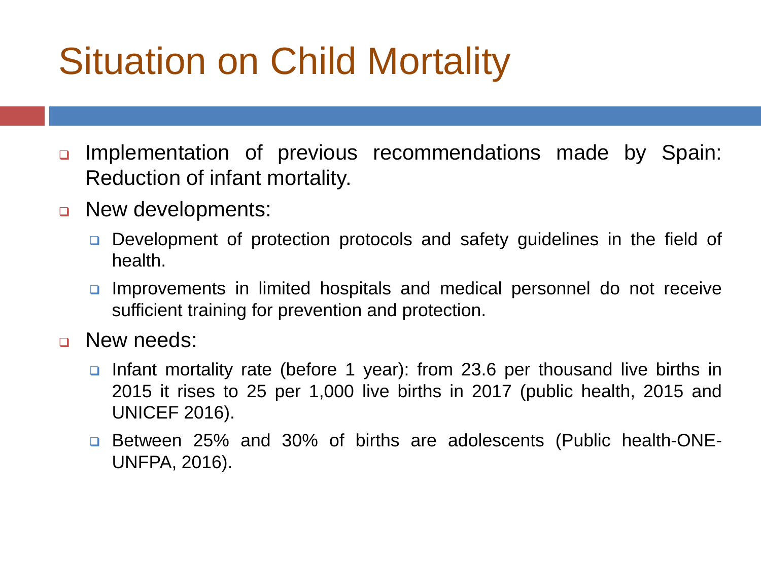# Situation on Child Mortality

- Implementation of previous recommendations made by Spain: Reduction of infant mortality.
- New developments:
  - Development of protection protocols and safety guidelines in the field of health.
  - Improvements in limited hospitals and medical personnel do not receive sufficient training for prevention and protection.
- New needs:
  - Infant mortality rate (before 1 year): from 23.6 per thousand live births in 2015 it rises to 25 per 1,000 live births in 2017 (public health, 2015 and UNICEF 2016).
  - Between 25% and 30% of births are adolescents (Public health-ONE-UNFPA, 2016).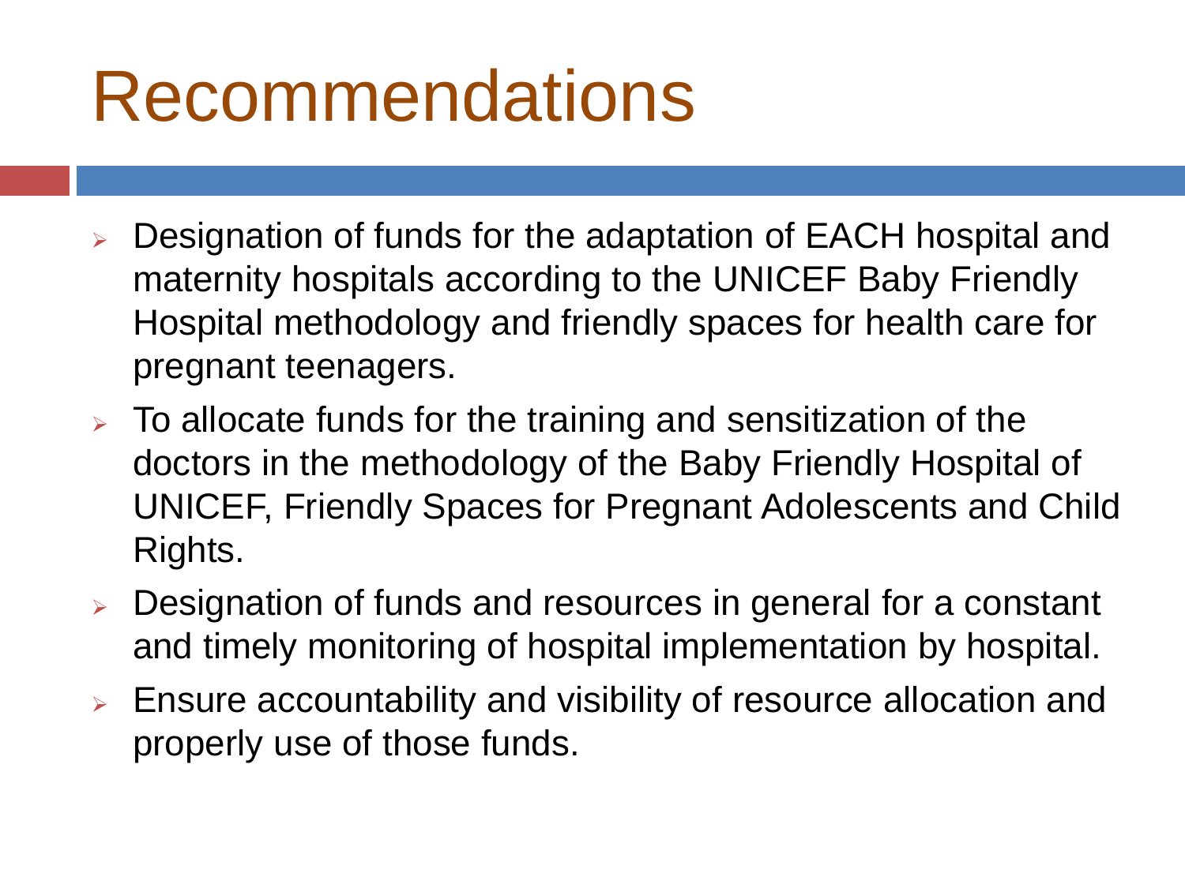# Recommendations

- Designation of funds for the adaptation of EACH hospital and maternity hospitals according to the UNICEF Baby Friendly Hospital methodology and friendly spaces for health care for pregnant teenagers.
- To allocate funds for the training and sensitization of the doctors in the methodology of the Baby Friendly Hospital of UNICEF, Friendly Spaces for Pregnant Adolescents and Child Rights.
- Designation of funds and resources in general for a constant and timely monitoring of hospital implementation by hospital.
- Ensure accountability and visibility of resource allocation and properly use of those funds.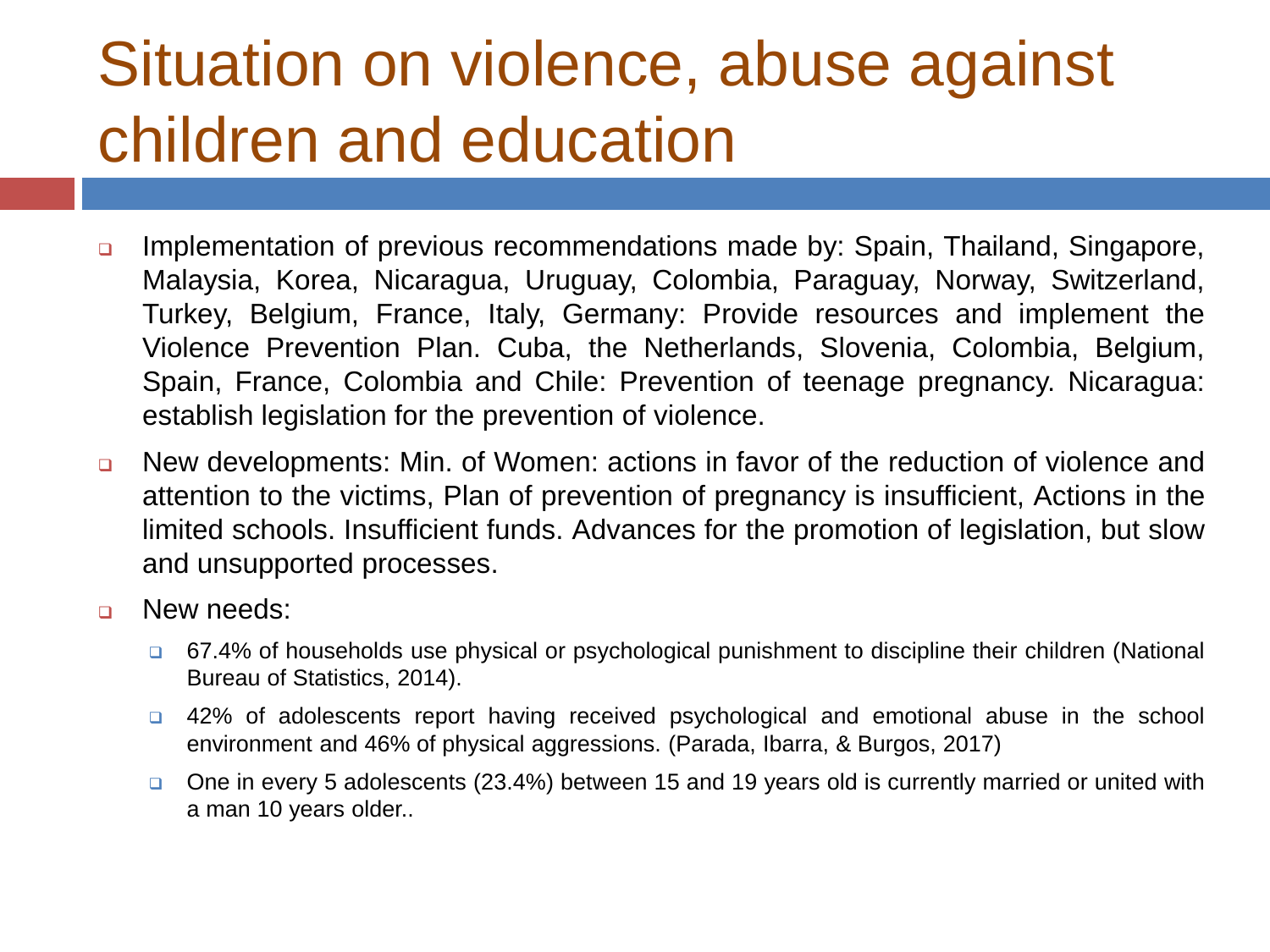# Situation on violence, abuse against children and education

- Implementation of previous recommendations made by: Spain, Thailand, Singapore, Malaysia, Korea, Nicaragua, Uruguay, Colombia, Paraguay, Norway, Switzerland, Turkey, Belgium, France, Italy, Germany: Provide resources and implement the Violence Prevention Plan. Cuba, the Netherlands, Slovenia, Colombia, Belgium, Spain, France, Colombia and Chile: Prevention of teenage pregnancy. Nicaragua: establish legislation for the prevention of violence.
- New developments: Min. of Women: actions in favor of the reduction of violence and attention to the victims, Plan of prevention of pregnancy is insufficient, Actions in the limited schools. Insufficient funds. Advances for the promotion of legislation, but slow and unsupported processes.
- New needs:
  - 67.4% of households use physical or psychological punishment to discipline their children (National Bureau of Statistics, 2014).
  - 42% of adolescents report having received psychological and emotional abuse in the school environment and 46% of physical aggressions. (Parada, Ibarra, & Burgos, 2017)
  - One in every 5 adolescents (23.4%) between 15 and 19 years old is currently married or united with a man 10 years older..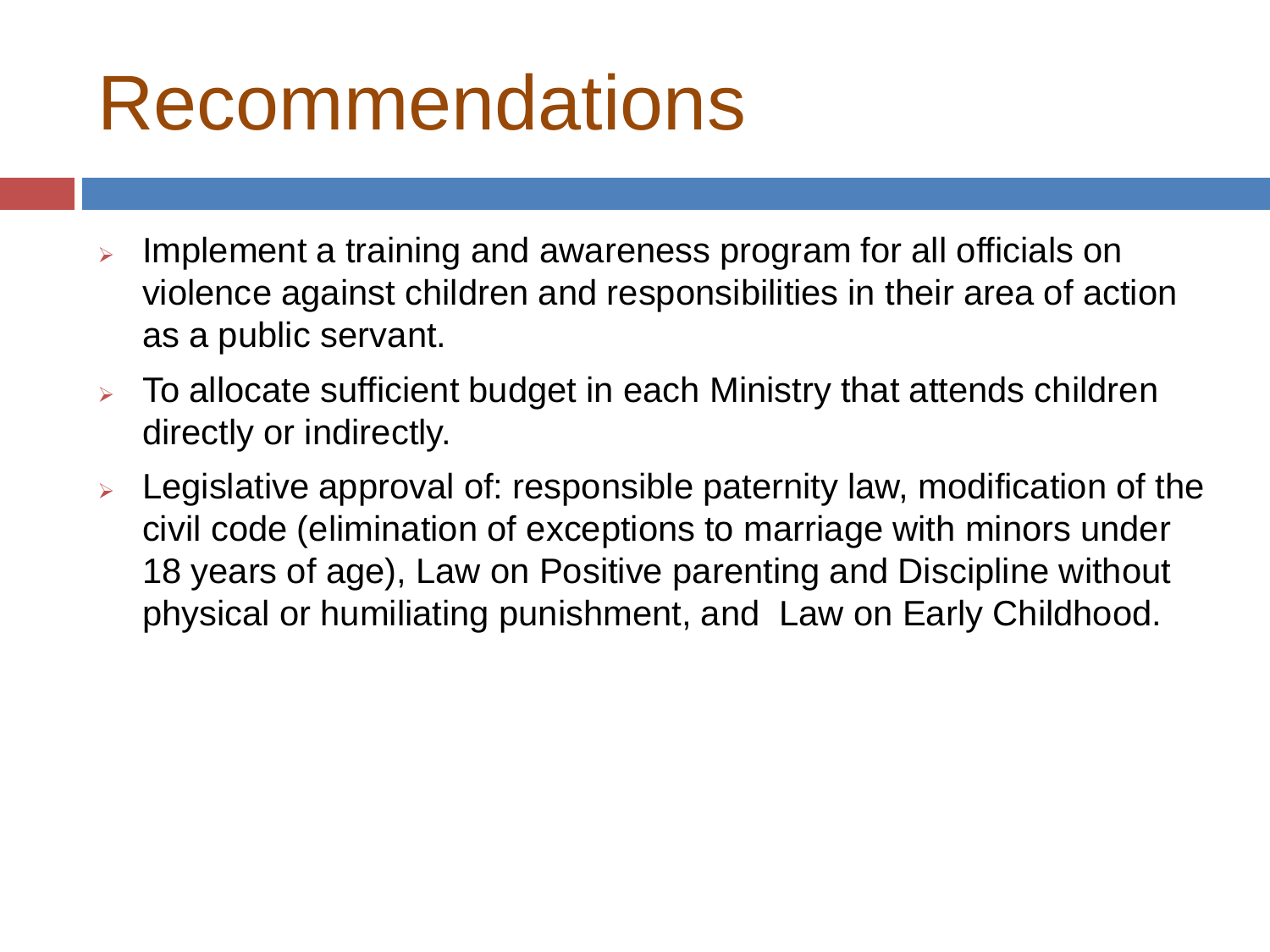# Recommendations

- Implement a training and awareness program for all officials on violence against children and responsibilities in their area of action as a public servant.
- To allocate sufficient budget in each Ministry that attends children directly or indirectly.
- Legislative approval of: responsible paternity law, modification of the civil code (elimination of exceptions to marriage with minors under 18 years of age), Law on Positive parenting and Discipline without physical or humiliating punishment, and Law on Early Childhood.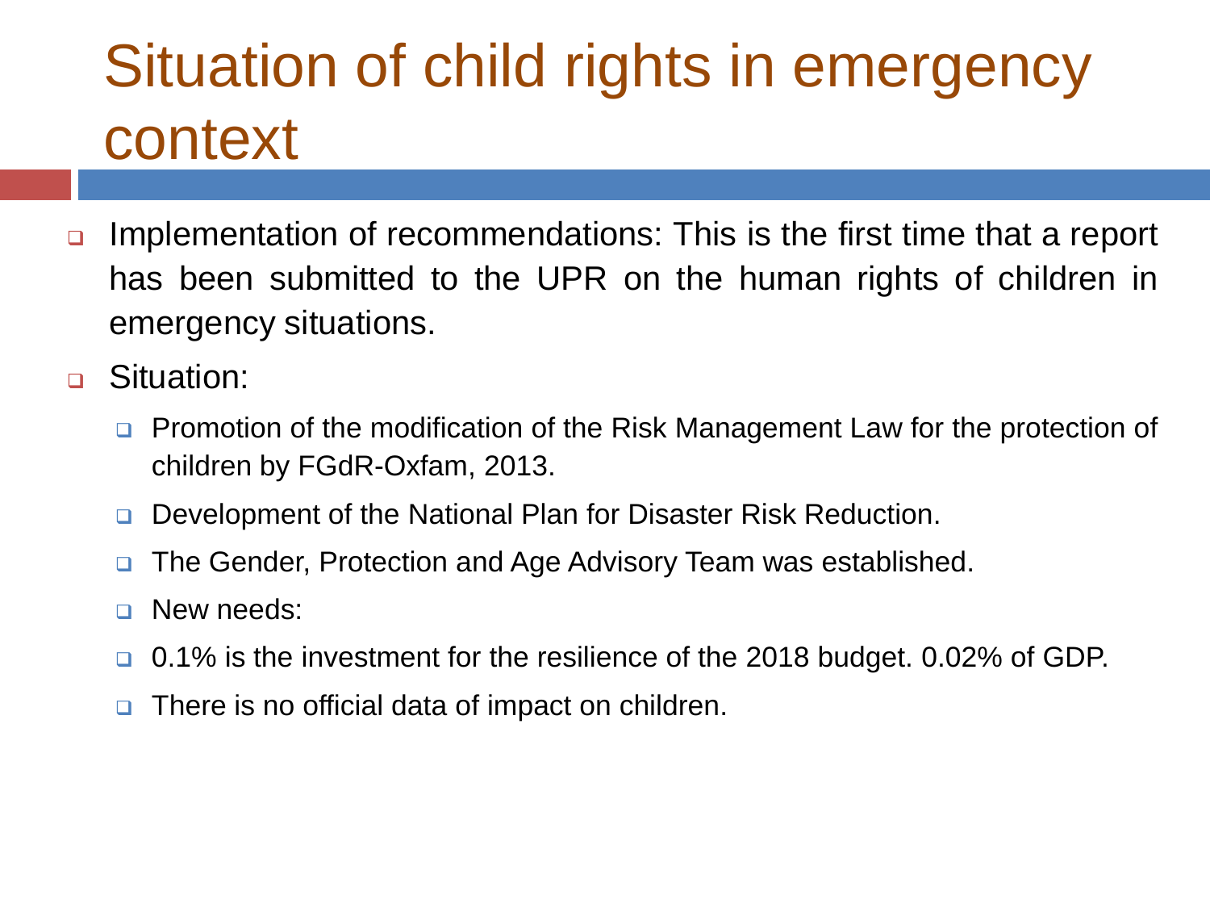# Situation of child rights in emergency context

- Implementation of recommendations: This is the first time that a report has been submitted to the UPR on the human rights of children in emergency situations.
- Situation:
  - Promotion of the modification of the Risk Management Law for the protection of children by FGdR-Oxfam, 2013.
  - Development of the National Plan for Disaster Risk Reduction.
  - The Gender, Protection and Age Advisory Team was established.
  - New needs:
  - 0.1% is the investment for the resilience of the 2018 budget. 0.02% of GDP.
  - There is no official data of impact on children.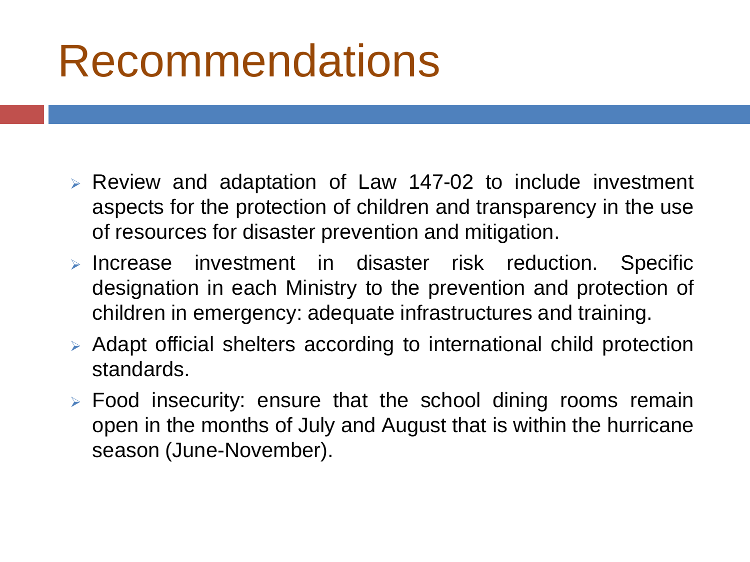# Recommendations

- Review and adaptation of Law 147-02 to include investment aspects for the protection of children and transparency in the use of resources for disaster prevention and mitigation.
- Increase investment in disaster risk reduction. Specific designation in each Ministry to the prevention and protection of children in emergency: adequate infrastructures and training.
- Adapt official shelters according to international child protection standards.
- Food insecurity: ensure that the school dining rooms remain open in the months of July and August that is within the hurricane season (June-November).